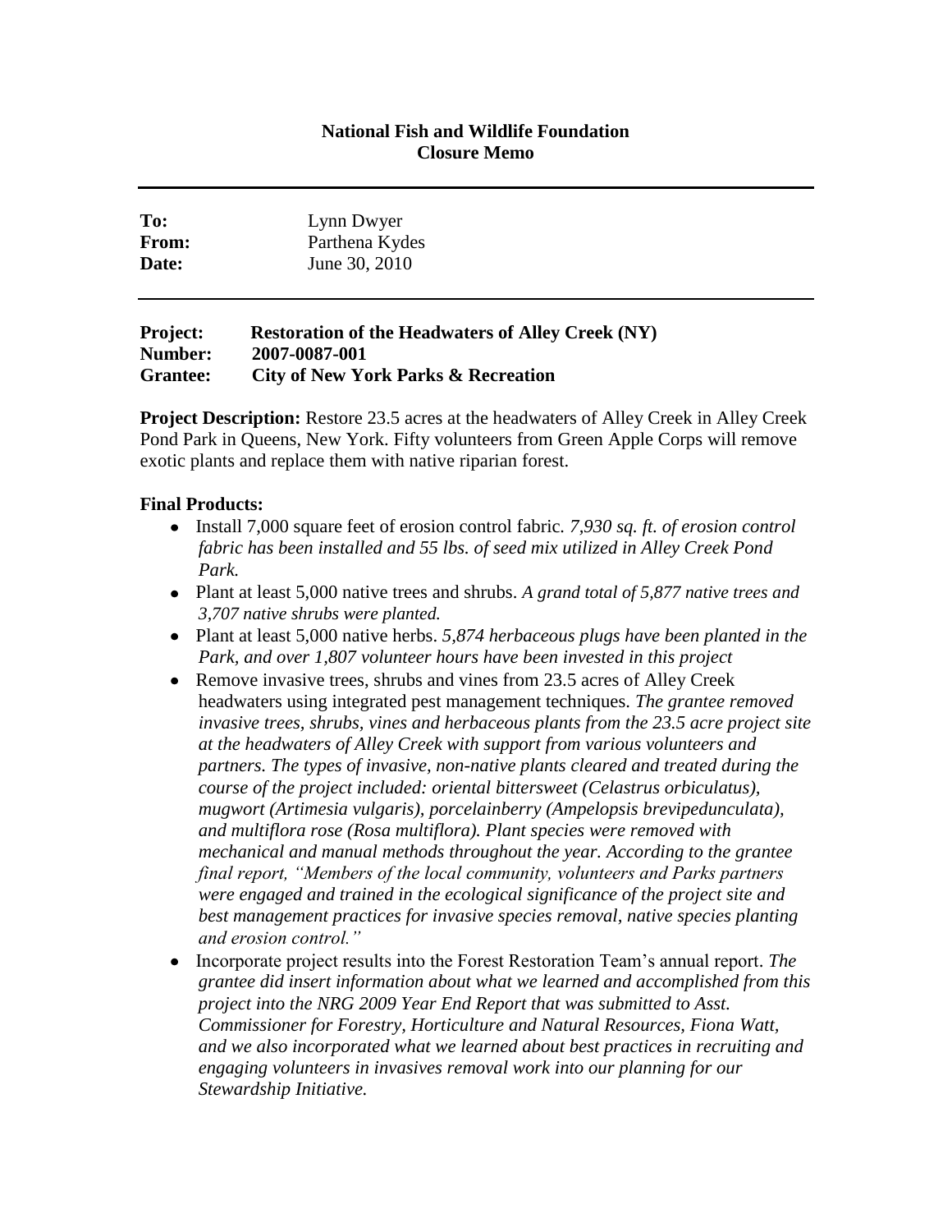**National Fish and Wildlife Foundation**
**Closure Memo**

---

**To:** Lynn Dwyer
**From:** Parthena Kydes
**Date:** June 30, 2010

---

**Project:** **Restoration of the Headwaters of Alley Creek (NY)**
**Number:** **2007-0087-001**
**Grantee:** **City of New York Parks & Recreation**

**Project Description:** Restore 23.5 acres at the headwaters of Alley Creek in Alley Creek Pond Park in Queens, New York. Fifty volunteers from Green Apple Corps will remove exotic plants and replace them with native riparian forest.

**Final Products:**

- Install 7,000 square feet of erosion control fabric. *7,930 sq. ft. of erosion control fabric has been installed and 55 lbs. of seed mix utilized in Alley Creek Pond Park.*
- Plant at least 5,000 native trees and shrubs. *A grand total of 5,877 native trees and 3,707 native shrubs were planted.*
- Plant at least 5,000 native herbs. *5,874 herbaceous plugs have been planted in the Park, and over 1,807 volunteer hours have been invested in this project*
- Remove invasive trees, shrubs and vines from 23.5 acres of Alley Creek headwaters using integrated pest management techniques. *The grantee removed invasive trees, shrubs, vines and herbaceous plants from the 23.5 acre project site at the headwaters of Alley Creek with support from various volunteers and partners. The types of invasive, non-native plants cleared and treated during the course of the project included: oriental bittersweet (Celastrus orbiculatus), mugwort (Artimesia vulgaris), porcelainberry (Ampelopsis brevipedunculata), and multiflora rose (Rosa multiflora). Plant species were removed with mechanical and manual methods throughout the year. According to the grantee final report, "Members of the local community, volunteers and Parks partners were engaged and trained in the ecological significance of the project site and best management practices for invasive species removal, native species planting and erosion control."*
- Incorporate project results into the Forest Restoration Team's annual report. *The grantee did insert information about what we learned and accomplished from this project into the NRG 2009 Year End Report that was submitted to Asst. Commissioner for Forestry, Horticulture and Natural Resources, Fiona Watt, and we also incorporated what we learned about best practices in recruiting and engaging volunteers in invasives removal work into our planning for our Stewardship Initiative.*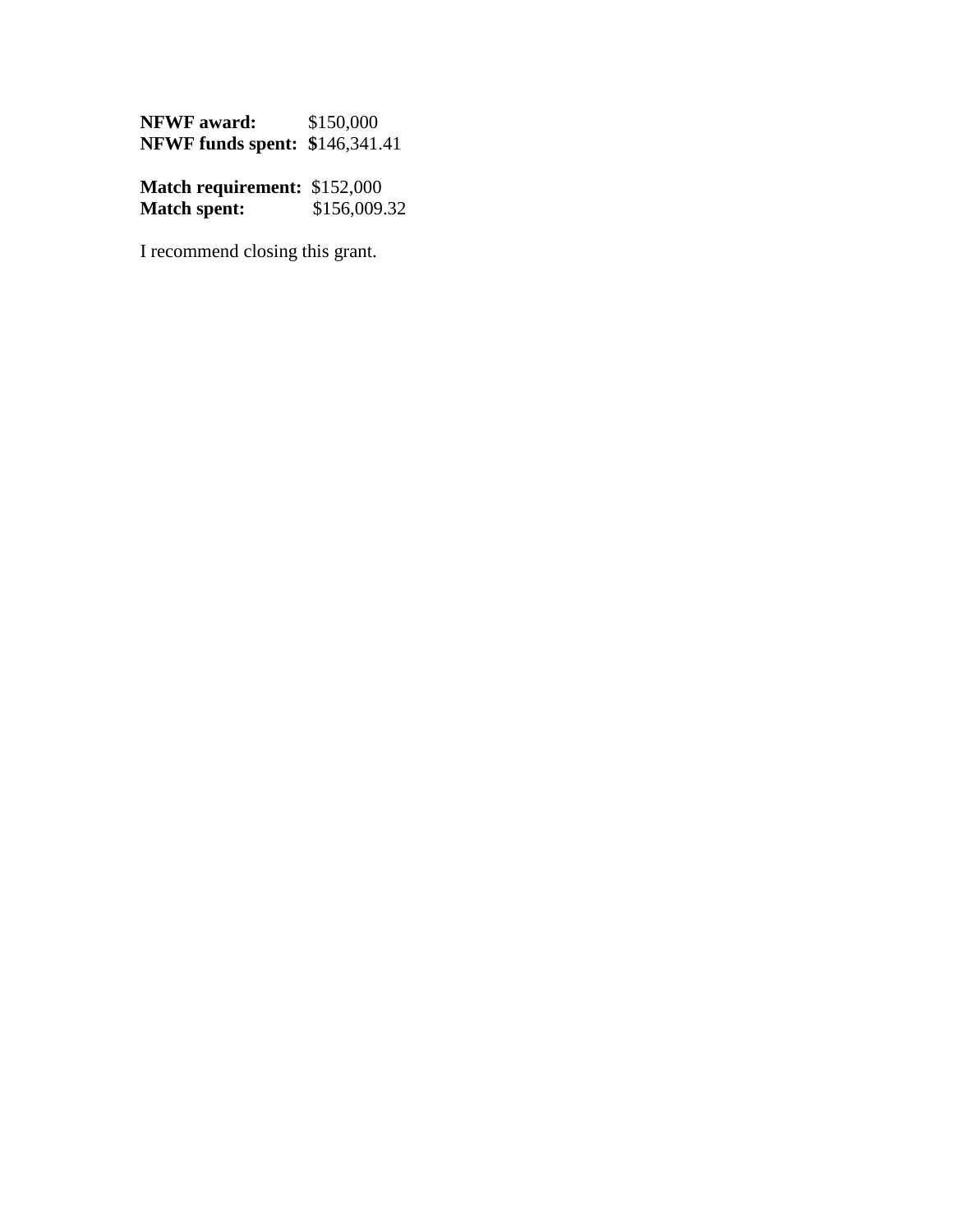**NFWF award:** $150,000
**NFWF funds spent:** $146,341.41

**Match requirement:** $152,000
**Match spent:** $156,009.32

I recommend closing this grant.